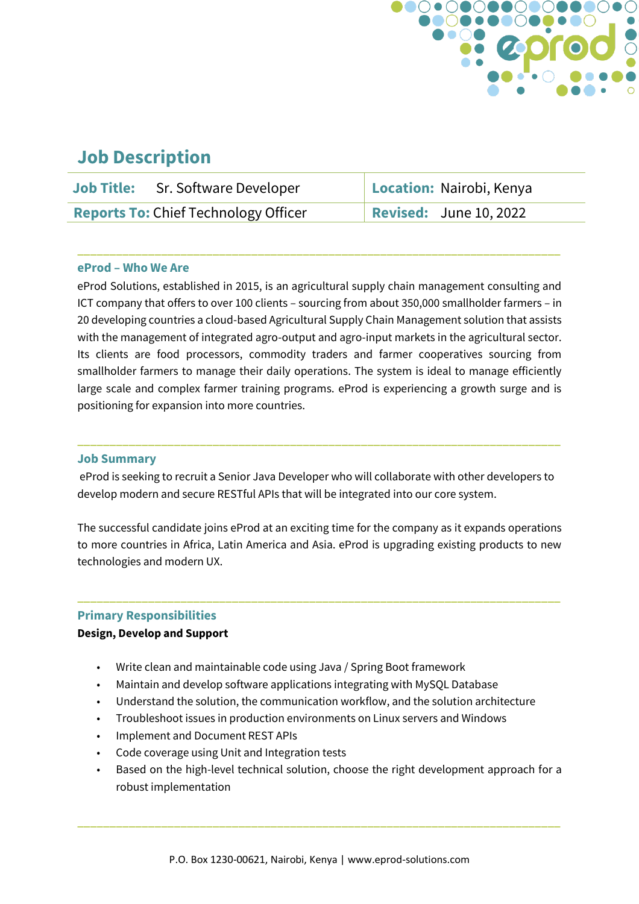# Job Description

| Job Title: Sr. Software Developer | Location: Nairobi, Kenya |
| --- | --- |
| Reports To: Chief Technology Officer | Revised: June 10, 2022 |

## eProd – Who We Are

eProd Solutions, established in 2015, is an agricultural supply chain management consulting and ICT company that offers to over 100 clients – sourcing from about 350,000 smallholder farmers – in 20 developing countries a cloud-based Agricultural Supply Chain Management solution that assists with the management of integrated agro-output and agro-input markets in the agricultural sector. Its clients are food processors, commodity traders and farmer cooperatives sourcing from smallholder farmers to manage their daily operations. The system is ideal to manage efficiently large scale and complex farmer training programs. eProd is experiencing a growth surge and is positioning for expansion into more countries.

## Job Summary

eProd is seeking to recruit a Senior Java Developer who will collaborate with other developers to develop modern and secure RESTful APIs that will be integrated into our core system.

The successful candidate joins eProd at an exciting time for the company as it expands operations to more countries in Africa, Latin America and Asia. eProd is upgrading existing products to new technologies and modern UX.

## Primary Responsibilities

**Design, Develop and Support**

- Write clean and maintainable code using Java / Spring Boot framework
- Maintain and develop software applications integrating with MySQL Database
- Understand the solution, the communication workflow, and the solution architecture
- Troubleshoot issues in production environments on Linux servers and Windows
- Implement and Document REST APIs
- Code coverage using Unit and Integration tests
- Based on the high-level technical solution, choose the right development approach for a robust implementation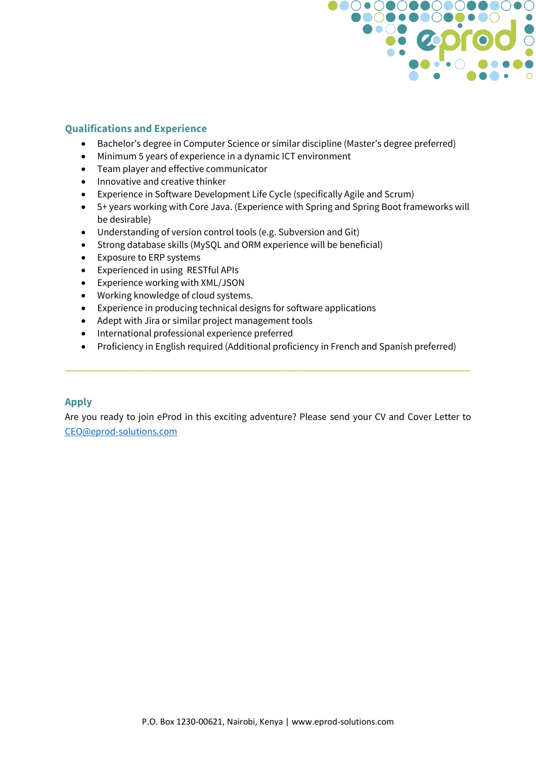## Qualifications and Experience

- Bachelor's degree in Computer Science or similar discipline (Master's degree preferred)
- Minimum 5 years of experience in a dynamic ICT environment
- Team player and effective communicator
- Innovative and creative thinker
- Experience in Software Development Life Cycle (specifically Agile and Scrum)
- 5+ years working with Core Java. (Experience with Spring and Spring Boot frameworks will be desirable)
- Understanding of version control tools (e.g. Subversion and Git)
- Strong database skills (MySQL and ORM experience will be beneficial)
- Exposure to ERP systems
- Experienced in using RESTful APIs
- Experience working with XML/JSON
- Working knowledge of cloud systems.
- Experience in producing technical designs for software applications
- Adept with Jira or similar project management tools
- International professional experience preferred
- Proficiency in English required (Additional proficiency in French and Spanish preferred)

---

## Apply

Are you ready to join eProd in this exciting adventure? Please send your CV and Cover Letter to [CEO@eprod-solutions.com](mailto:CEO@eprod-solutions.com)

P.O. Box 1230-00621, Nairobi, Kenya | www.eprod-solutions.com